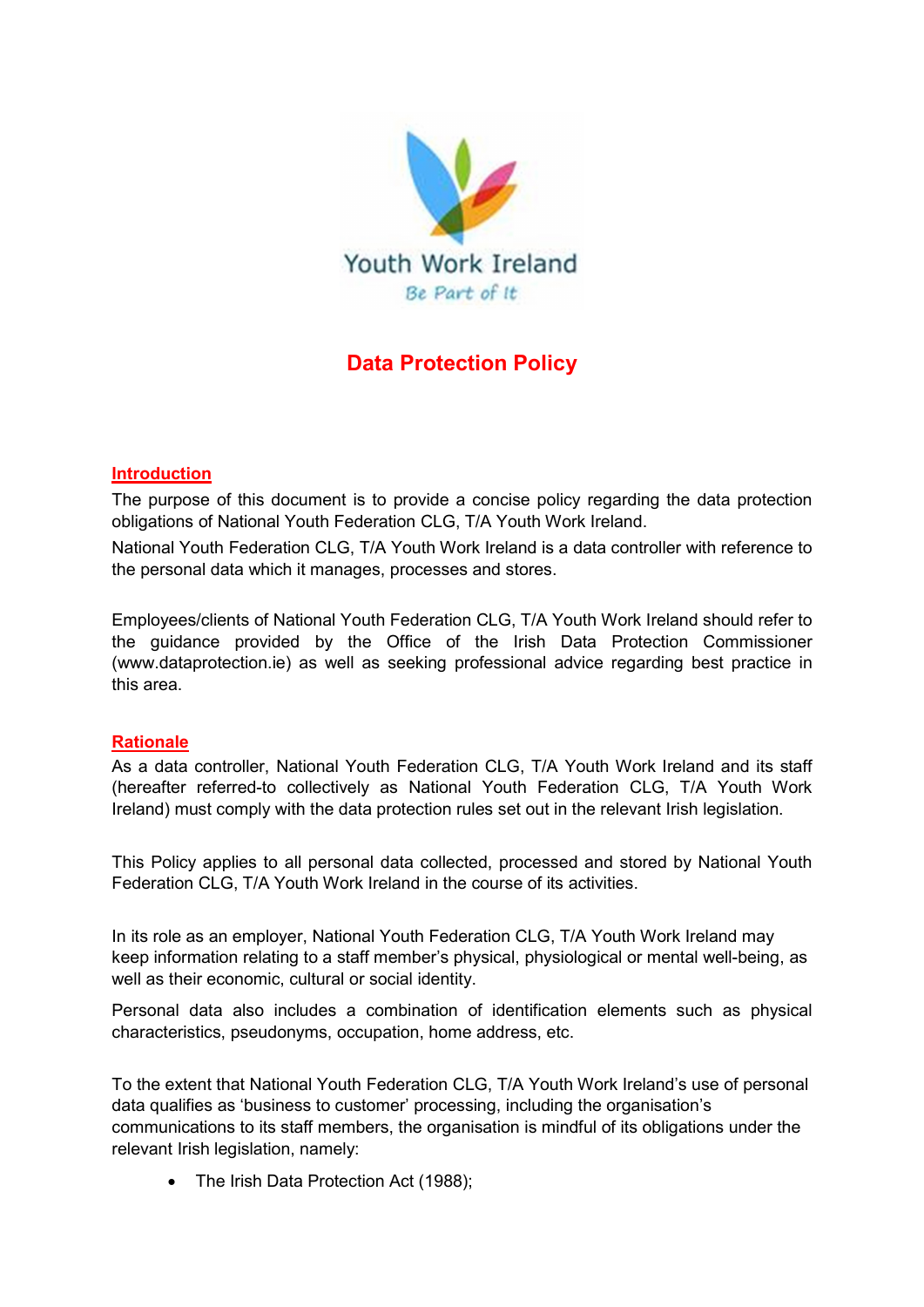Youth Work Ireland

*Be Part of It*

# Data Protection Policy

## Introduction

The purpose of this document is to provide a concise policy regarding the data protection obligations of National Youth Federation CLG, T/A Youth Work Ireland.

National Youth Federation CLG, T/A Youth Work Ireland is a data controller with reference to the personal data which it manages, processes and stores.

Employees/clients of National Youth Federation CLG, T/A Youth Work Ireland should refer to the guidance provided by the Office of the Irish Data Protection Commissioner (www.dataprotection.ie) as well as seeking professional advice regarding best practice in this area.

## Rationale

As a data controller, National Youth Federation CLG, T/A Youth Work Ireland and its staff (hereafter referred-to collectively as National Youth Federation CLG, T/A Youth Work Ireland) must comply with the data protection rules set out in the relevant Irish legislation.

This Policy applies to all personal data collected, processed and stored by National Youth Federation CLG, T/A Youth Work Ireland in the course of its activities.

In its role as an employer, National Youth Federation CLG, T/A Youth Work Ireland may keep information relating to a staff member's physical, physiological or mental well-being, as well as their economic, cultural or social identity.

Personal data also includes a combination of identification elements such as physical characteristics, pseudonyms, occupation, home address, etc.

To the extent that National Youth Federation CLG, T/A Youth Work Ireland's use of personal data qualifies as 'business to customer' processing, including the organisation's communications to its staff members, the organisation is mindful of its obligations under the relevant Irish legislation, namely:

- The Irish Data Protection Act (1988);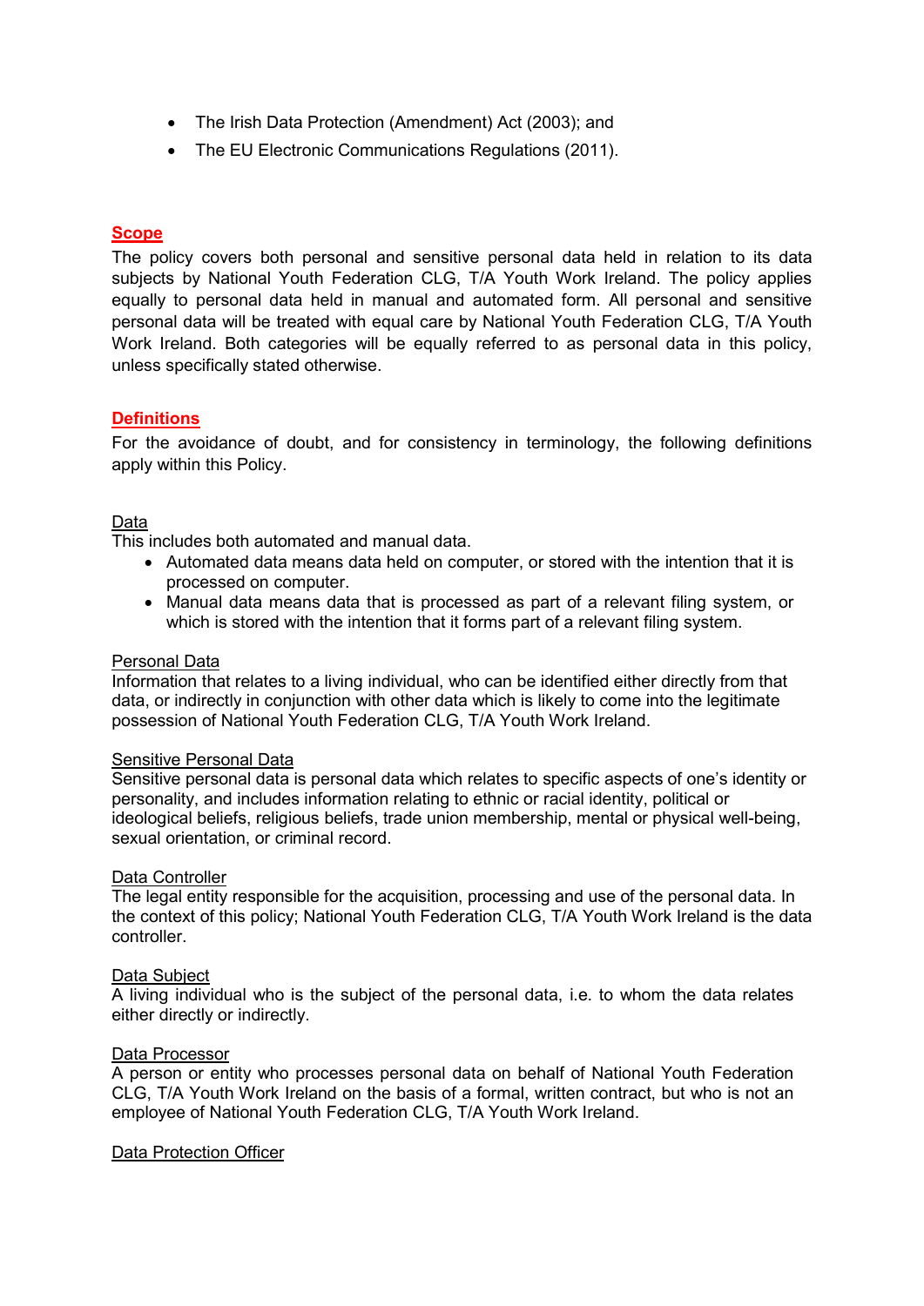- The Irish Data Protection (Amendment) Act (2003); and
- The EU Electronic Communications Regulations (2011).

## Scope

The policy covers both personal and sensitive personal data held in relation to its data subjects by National Youth Federation CLG, T/A Youth Work Ireland. The policy applies equally to personal data held in manual and automated form. All personal and sensitive personal data will be treated with equal care by National Youth Federation CLG, T/A Youth Work Ireland. Both categories will be equally referred to as personal data in this policy, unless specifically stated otherwise.

## Definitions

For the avoidance of doubt, and for consistency in terminology, the following definitions apply within this Policy.

### Data

This includes both automated and manual data.

- Automated data means data held on computer, or stored with the intention that it is processed on computer.
- Manual data means data that is processed as part of a relevant filing system, or which is stored with the intention that it forms part of a relevant filing system.

### Personal Data

Information that relates to a living individual, who can be identified either directly from that data, or indirectly in conjunction with other data which is likely to come into the legitimate possession of National Youth Federation CLG, T/A Youth Work Ireland.

### Sensitive Personal Data

Sensitive personal data is personal data which relates to specific aspects of one's identity or personality, and includes information relating to ethnic or racial identity, political or ideological beliefs, religious beliefs, trade union membership, mental or physical well-being, sexual orientation, or criminal record.

### Data Controller

The legal entity responsible for the acquisition, processing and use of the personal data. In the context of this policy; National Youth Federation CLG, T/A Youth Work Ireland is the data controller.

### Data Subject

A living individual who is the subject of the personal data, i.e. to whom the data relates either directly or indirectly.

### Data Processor

A person or entity who processes personal data on behalf of National Youth Federation CLG, T/A Youth Work Ireland on the basis of a formal, written contract, but who is not an employee of National Youth Federation CLG, T/A Youth Work Ireland.

### Data Protection Officer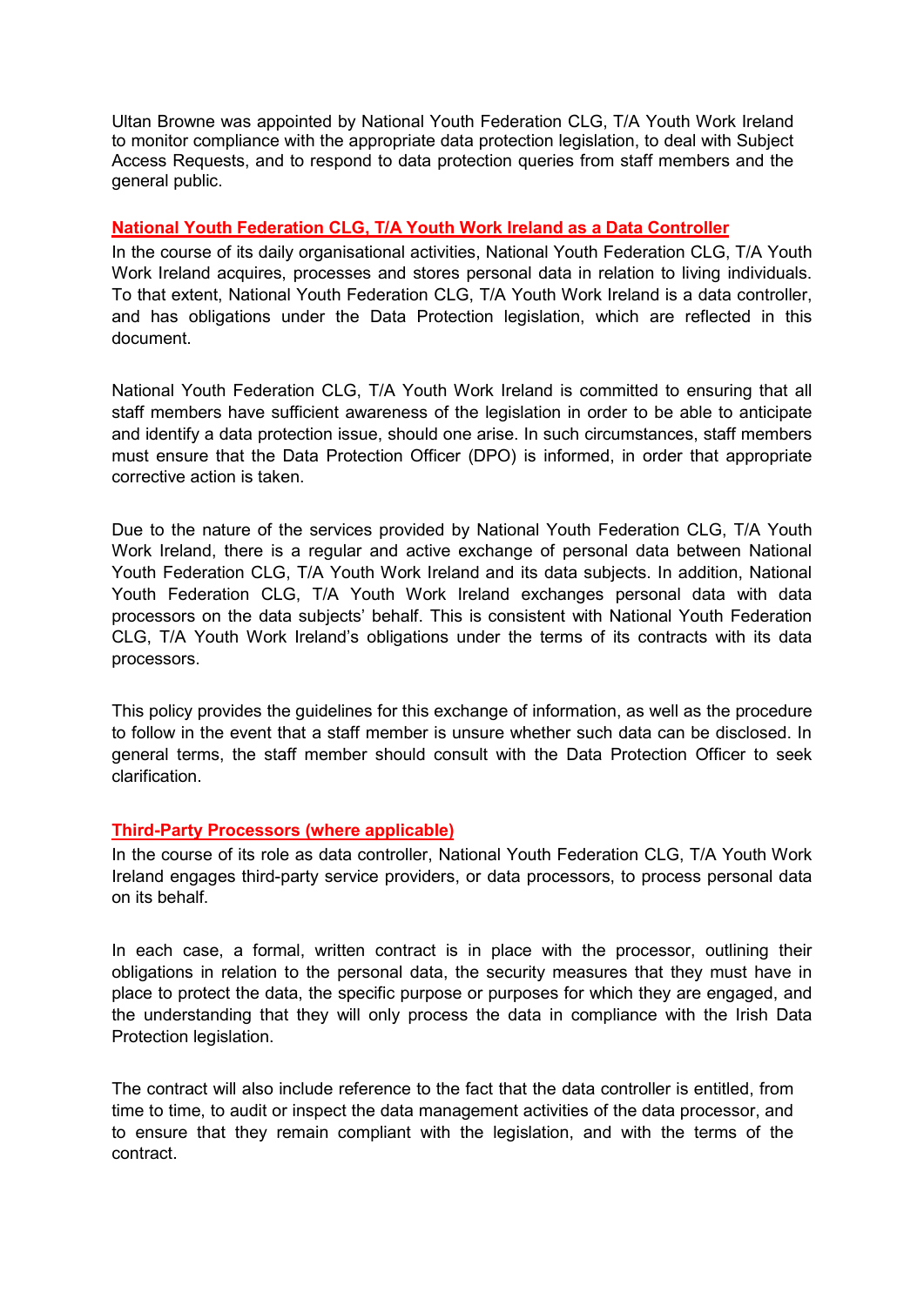Ultan Browne was appointed by National Youth Federation CLG, T/A Youth Work Ireland to monitor compliance with the appropriate data protection legislation, to deal with Subject Access Requests, and to respond to data protection queries from staff members and the general public.

## National Youth Federation CLG, T/A Youth Work Ireland as a Data Controller

In the course of its daily organisational activities, National Youth Federation CLG, T/A Youth Work Ireland acquires, processes and stores personal data in relation to living individuals. To that extent, National Youth Federation CLG, T/A Youth Work Ireland is a data controller, and has obligations under the Data Protection legislation, which are reflected in this document.

National Youth Federation CLG, T/A Youth Work Ireland is committed to ensuring that all staff members have sufficient awareness of the legislation in order to be able to anticipate and identify a data protection issue, should one arise. In such circumstances, staff members must ensure that the Data Protection Officer (DPO) is informed, in order that appropriate corrective action is taken.

Due to the nature of the services provided by National Youth Federation CLG, T/A Youth Work Ireland, there is a regular and active exchange of personal data between National Youth Federation CLG, T/A Youth Work Ireland and its data subjects. In addition, National Youth Federation CLG, T/A Youth Work Ireland exchanges personal data with data processors on the data subjects' behalf. This is consistent with National Youth Federation CLG, T/A Youth Work Ireland's obligations under the terms of its contracts with its data processors.

This policy provides the guidelines for this exchange of information, as well as the procedure to follow in the event that a staff member is unsure whether such data can be disclosed. In general terms, the staff member should consult with the Data Protection Officer to seek clarification.

## Third-Party Processors (where applicable)

In the course of its role as data controller, National Youth Federation CLG, T/A Youth Work Ireland engages third-party service providers, or data processors, to process personal data on its behalf.

In each case, a formal, written contract is in place with the processor, outlining their obligations in relation to the personal data, the security measures that they must have in place to protect the data, the specific purpose or purposes for which they are engaged, and the understanding that they will only process the data in compliance with the Irish Data Protection legislation.

The contract will also include reference to the fact that the data controller is entitled, from time to time, to audit or inspect the data management activities of the data processor, and to ensure that they remain compliant with the legislation, and with the terms of the contract.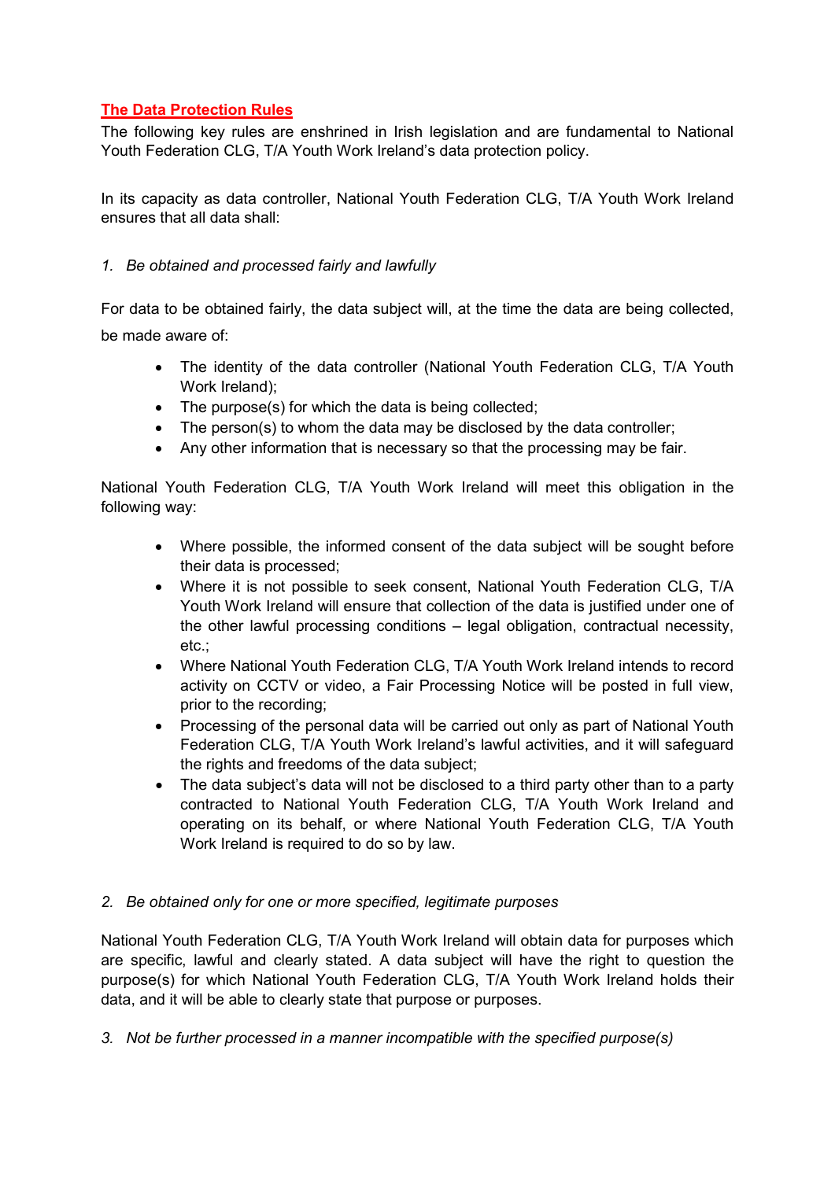## **The Data Protection Rules**

The following key rules are enshrined in Irish legislation and are fundamental to National Youth Federation CLG, T/A Youth Work Ireland's data protection policy.

In its capacity as data controller, National Youth Federation CLG, T/A Youth Work Ireland ensures that all data shall:

*1. Be obtained and processed fairly and lawfully*

For data to be obtained fairly, the data subject will, at the time the data are being collected, be made aware of:

- The identity of the data controller (National Youth Federation CLG, T/A Youth Work Ireland);
- The purpose(s) for which the data is being collected;
- The person(s) to whom the data may be disclosed by the data controller;
- Any other information that is necessary so that the processing may be fair.

National Youth Federation CLG, T/A Youth Work Ireland will meet this obligation in the following way:

- Where possible, the informed consent of the data subject will be sought before their data is processed;
- Where it is not possible to seek consent, National Youth Federation CLG, T/A Youth Work Ireland will ensure that collection of the data is justified under one of the other lawful processing conditions – legal obligation, contractual necessity, etc.;
- Where National Youth Federation CLG, T/A Youth Work Ireland intends to record activity on CCTV or video, a Fair Processing Notice will be posted in full view, prior to the recording;
- Processing of the personal data will be carried out only as part of National Youth Federation CLG, T/A Youth Work Ireland's lawful activities, and it will safeguard the rights and freedoms of the data subject;
- The data subject's data will not be disclosed to a third party other than to a party contracted to National Youth Federation CLG, T/A Youth Work Ireland and operating on its behalf, or where National Youth Federation CLG, T/A Youth Work Ireland is required to do so by law.

*2. Be obtained only for one or more specified, legitimate purposes*

National Youth Federation CLG, T/A Youth Work Ireland will obtain data for purposes which are specific, lawful and clearly stated. A data subject will have the right to question the purpose(s) for which National Youth Federation CLG, T/A Youth Work Ireland holds their data, and it will be able to clearly state that purpose or purposes.

*3. Not be further processed in a manner incompatible with the specified purpose(s)*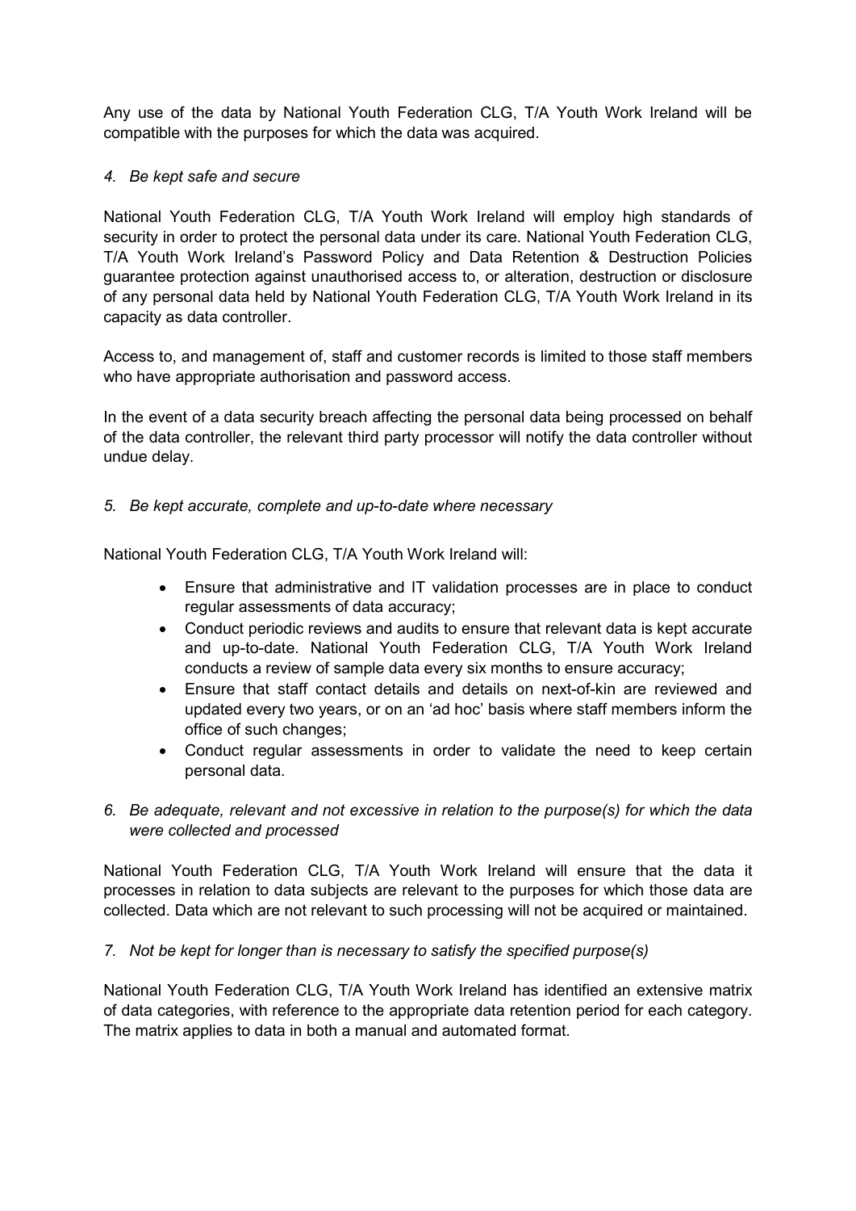Any use of the data by National Youth Federation CLG, T/A Youth Work Ireland will be compatible with the purposes for which the data was acquired.

*4. Be kept safe and secure*

National Youth Federation CLG, T/A Youth Work Ireland will employ high standards of security in order to protect the personal data under its care. National Youth Federation CLG, T/A Youth Work Ireland's Password Policy and Data Retention & Destruction Policies guarantee protection against unauthorised access to, or alteration, destruction or disclosure of any personal data held by National Youth Federation CLG, T/A Youth Work Ireland in its capacity as data controller.

Access to, and management of, staff and customer records is limited to those staff members who have appropriate authorisation and password access.

In the event of a data security breach affecting the personal data being processed on behalf of the data controller, the relevant third party processor will notify the data controller without undue delay.

*5. Be kept accurate, complete and up-to-date where necessary*

National Youth Federation CLG, T/A Youth Work Ireland will:

- Ensure that administrative and IT validation processes are in place to conduct regular assessments of data accuracy;
- Conduct periodic reviews and audits to ensure that relevant data is kept accurate and up-to-date. National Youth Federation CLG, T/A Youth Work Ireland conducts a review of sample data every six months to ensure accuracy;
- Ensure that staff contact details and details on next-of-kin are reviewed and updated every two years, or on an 'ad hoc' basis where staff members inform the office of such changes;
- Conduct regular assessments in order to validate the need to keep certain personal data.

*6. Be adequate, relevant and not excessive in relation to the purpose(s) for which the data were collected and processed*

National Youth Federation CLG, T/A Youth Work Ireland will ensure that the data it processes in relation to data subjects are relevant to the purposes for which those data are collected. Data which are not relevant to such processing will not be acquired or maintained.

*7. Not be kept for longer than is necessary to satisfy the specified purpose(s)*

National Youth Federation CLG, T/A Youth Work Ireland has identified an extensive matrix of data categories, with reference to the appropriate data retention period for each category. The matrix applies to data in both a manual and automated format.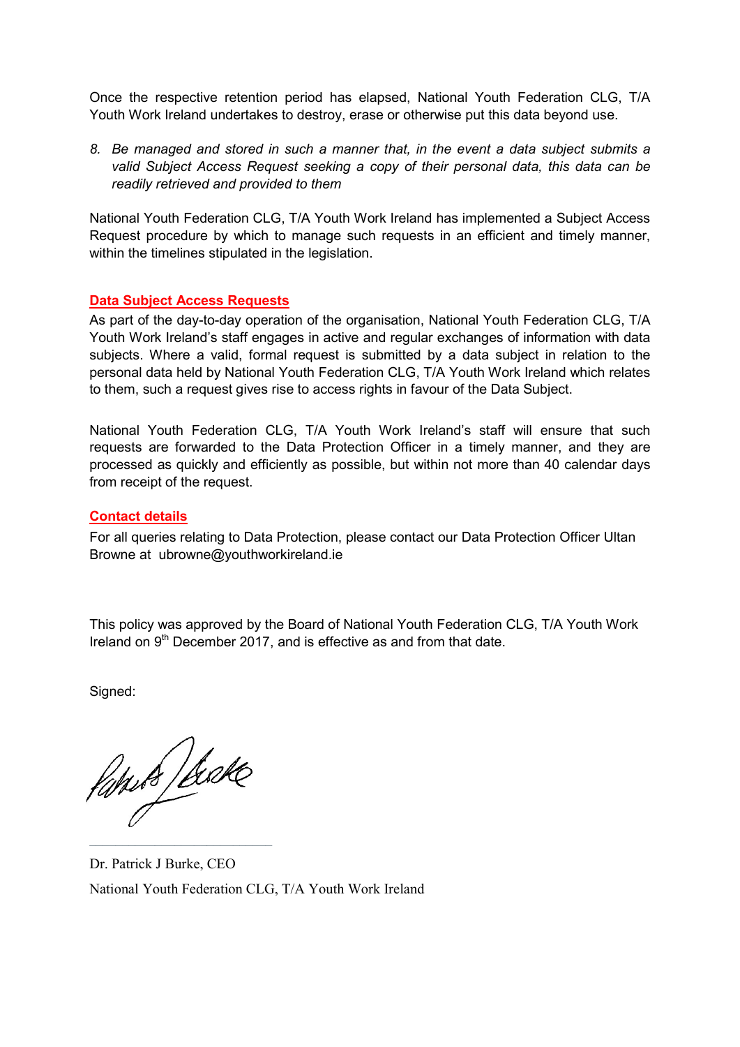Once the respective retention period has elapsed, National Youth Federation CLG, T/A Youth Work Ireland undertakes to destroy, erase or otherwise put this data beyond use.

8. *Be managed and stored in such a manner that, in the event a data subject submits a valid Subject Access Request seeking a copy of their personal data, this data can be readily retrieved and provided to them*

National Youth Federation CLG, T/A Youth Work Ireland has implemented a Subject Access Request procedure by which to manage such requests in an efficient and timely manner, within the timelines stipulated in the legislation.

## Data Subject Access Requests

As part of the day-to-day operation of the organisation, National Youth Federation CLG, T/A Youth Work Ireland's staff engages in active and regular exchanges of information with data subjects. Where a valid, formal request is submitted by a data subject in relation to the personal data held by National Youth Federation CLG, T/A Youth Work Ireland which relates to them, such a request gives rise to access rights in favour of the Data Subject.

National Youth Federation CLG, T/A Youth Work Ireland's staff will ensure that such requests are forwarded to the Data Protection Officer in a timely manner, and they are processed as quickly and efficiently as possible, but within not more than 40 calendar days from receipt of the request.

## Contact details

For all queries relating to Data Protection, please contact our Data Protection Officer Ultan Browne at ubrowne@youthworkireland.ie

This policy was approved by the Board of National Youth Federation CLG, T/A Youth Work Ireland on 9th December 2017, and is effective as and from that date.

Signed:

Dr. Patrick J Burke, CEO

National Youth Federation CLG, T/A Youth Work Ireland